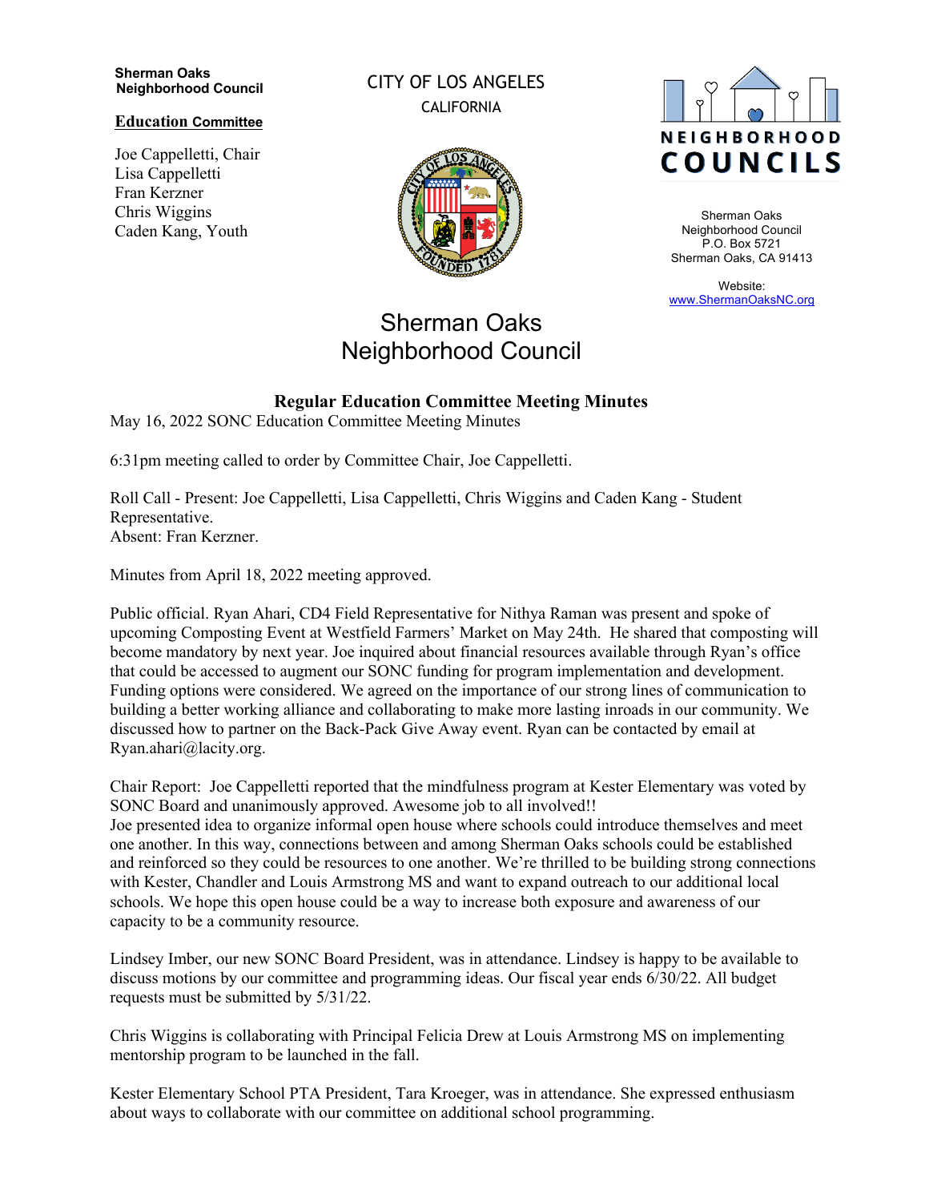**Sherman Oaks Neighborhood Council**

**Education Committee**

Joe Cappelletti, Chair
Lisa Cappelletti
Fran Kerzner
Chris Wiggins
Caden Kang, Youth

CITY OF LOS ANGELES
CALIFORNIA

NEIGHBORHOOD COUNCILS

Sherman Oaks
Neighborhood Council
P.O. Box 5721
Sherman Oaks, CA 91413

Website:
www.ShermanOaksNC.org

# Sherman Oaks Neighborhood Council

## Regular Education Committee Meeting Minutes

May 16, 2022 SONC Education Committee Meeting Minutes

6:31pm meeting called to order by Committee Chair, Joe Cappelletti.

Roll Call - Present: Joe Cappelletti, Lisa Cappelletti, Chris Wiggins and Caden Kang - Student Representative.
Absent: Fran Kerzner.

Minutes from April 18, 2022 meeting approved.

Public official. Ryan Ahari, CD4 Field Representative for Nithya Raman was present and spoke of upcoming Composting Event at Westfield Farmers' Market on May 24th. He shared that composting will become mandatory by next year. Joe inquired about financial resources available through Ryan's office that could be accessed to augment our SONC funding for program implementation and development. Funding options were considered. We agreed on the importance of our strong lines of communication to building a better working alliance and collaborating to make more lasting inroads in our community. We discussed how to partner on the Back-Pack Give Away event. Ryan can be contacted by email at Ryan.ahari@lacity.org.

Chair Report: Joe Cappelletti reported that the mindfulness program at Kester Elementary was voted by SONC Board and unanimously approved. Awesome job to all involved!!
Joe presented idea to organize informal open house where schools could introduce themselves and meet one another. In this way, connections between and among Sherman Oaks schools could be established and reinforced so they could be resources to one another. We're thrilled to be building strong connections with Kester, Chandler and Louis Armstrong MS and want to expand outreach to our additional local schools. We hope this open house could be a way to increase both exposure and awareness of our capacity to be a community resource.

Lindsey Imber, our new SONC Board President, was in attendance. Lindsey is happy to be available to discuss motions by our committee and programming ideas. Our fiscal year ends 6/30/22. All budget requests must be submitted by 5/31/22.

Chris Wiggins is collaborating with Principal Felicia Drew at Louis Armstrong MS on implementing mentorship program to be launched in the fall.

Kester Elementary School PTA President, Tara Kroeger, was in attendance. She expressed enthusiasm about ways to collaborate with our committee on additional school programming.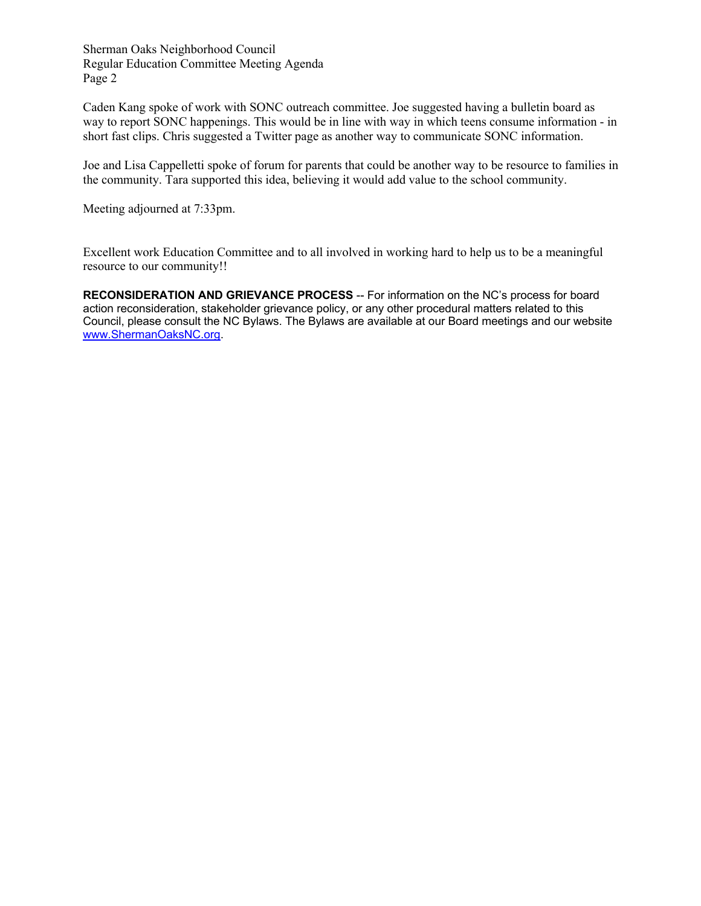Caden Kang spoke of work with SONC outreach committee. Joe suggested having a bulletin board as way to report SONC happenings. This would be in line with way in which teens consume information - in short fast clips. Chris suggested a Twitter page as another way to communicate SONC information.

Joe and Lisa Cappelletti spoke of forum for parents that could be another way to be resource to families in the community. Tara supported this idea, believing it would add value to the school community.

Meeting adjourned at 7:33pm.

Excellent work Education Committee and to all involved in working hard to help us to be a meaningful resource to our community!!

**RECONSIDERATION AND GRIEVANCE PROCESS** -- For information on the NC's process for board action reconsideration, stakeholder grievance policy, or any other procedural matters related to this Council, please consult the NC Bylaws. The Bylaws are available at our Board meetings and our website [www.ShermanOaksNC.org](http://www.ShermanOaksNC.org).